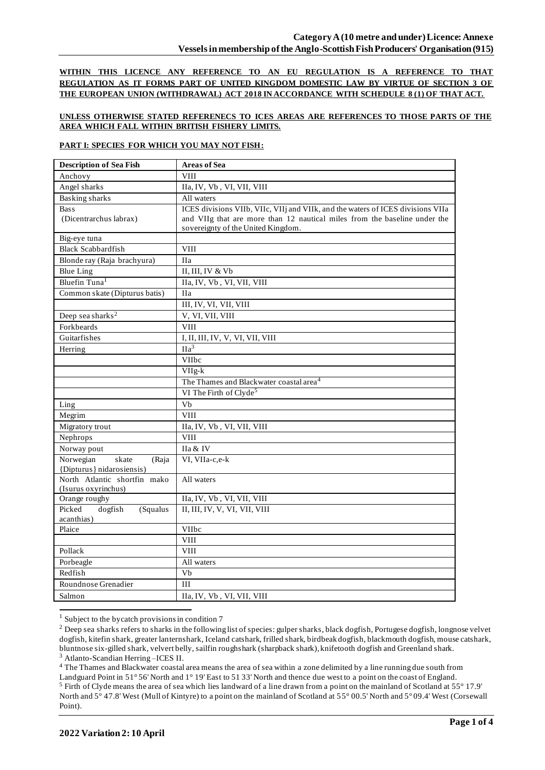**WITHIN THIS LICENCE ANY REFERENCE TO AN EU REGULATION IS A REFERENCE TO THAT REGULATION AS IT FORMS PART OF UNITED KINGDOM DOMESTIC LAW BY VIRTUE OF SECTION 3 OF THE EUROPEAN UNION (WITHDRAWAL) ACT 2018 IN ACCORDANCE WITH SCHEDULE 8 (1) OF THAT ACT.**

**UNLESS OTHERWISE STATED REFERENECS TO ICES AREAS ARE REFERENCES TO THOSE PARTS OF THE AREA WHICH FALL WITHIN BRITISH FISHERY LIMITS.**

**PART I: SPECIES FOR WHICH YOU MAY NOT FISH:**

| Description of Sea Fish | Areas of Sea |
|---|---|
| Anchovy | VIII |
| Angel sharks | IIa, IV, Vb , VI, VII, VIII |
| Basking sharks | All waters |
| Bass (Dicentrarchus labrax) | ICES divisions VIIb, VIIc, VIIj and VIIk, and the waters of ICES divisions VIIa and VIIg that are more than 12 nautical miles from the baseline under the sovereignty of the United Kingdom. |
| Big-eye tuna | |
| Black Scabbardfish | VIII |
| Blonde ray (Raja brachyura) | IIa |
| Blue Ling | II, III, IV & Vb |
| Bluefin Tuna[1] | IIa, IV, Vb , VI, VII, VIII |
| Common skate (Dipturus batis) | IIa |
| | III, IV, VI, VII, VIII |
| Deep sea sharks[2] | V, VI, VII, VIII |
| Forkbeards | VIII |
| Guitarfishes | I, II, III, IV, V, VI, VII, VIII |
| Herring | IIa[3] |
| | VIIbc |
| | VIIg-k |
| | The Thames and Blackwater coastal area[4] |
| | VI The Firth of Clyde[5] |
| Ling | Vb |
| Megrim | VIII |
| Migratory trout | IIa, IV, Vb , VI, VII, VIII |
| Nephrops | VIII |
| Norway pout | IIa & IV |
| Norwegian skate (Raja {Dipturus} nidarosiensis) | VI, VIIa-c,e-k |
| North Atlantic shortfin mako (Isurus oxyrinchus) | All waters |
| Orange roughy | IIa, IV, Vb , VI, VII, VIII |
| Picked dogfish (Squalus acanthias) | II, III, IV, V, VI, VII, VIII |
| Plaice | VIIbc |
| | VIII |
| Pollack | VIII |
| Porbeagle | All waters |
| Redfish | Vb |
| Roundnose Grenadier | III |
| Salmon | IIa, IV, Vb , VI, VII, VIII |

[1] Subject to the bycatch provisions in condition 7

[2] Deep sea sharks refers to sharks in the following list of species: gulper sharks, black dogfish, Portugese dogfish, longnose velvet dogfish, kitefin shark, greater lanternshark, Iceland catshark, frilled shark, birdbeak dogfish, blackmouth dogfish, mouse catshark, bluntnose six-gilled shark, velvert belly, sailfin roughshark (sharpback shark), knifetooth dogfish and Greenland shark.

[3] Atlanto-Scandian Herring –ICES II.

[4] The Thames and Blackwater coastal area means the area of sea within a zone delimited by a line running due south from Landguard Point in 51° 56' North and 1° 19' East to 51 33' North and thence due west to a point on the coast of England.

[5] Firth of Clyde means the area of sea which lies landward of a line drawn from a point on the mainland of Scotland at 55° 17.9' North and 5° 47.8' West (Mull of Kintyre) to a point on the mainland of Scotland at 55° 00.5' North and 5° 09.4' West (Corsewall Point).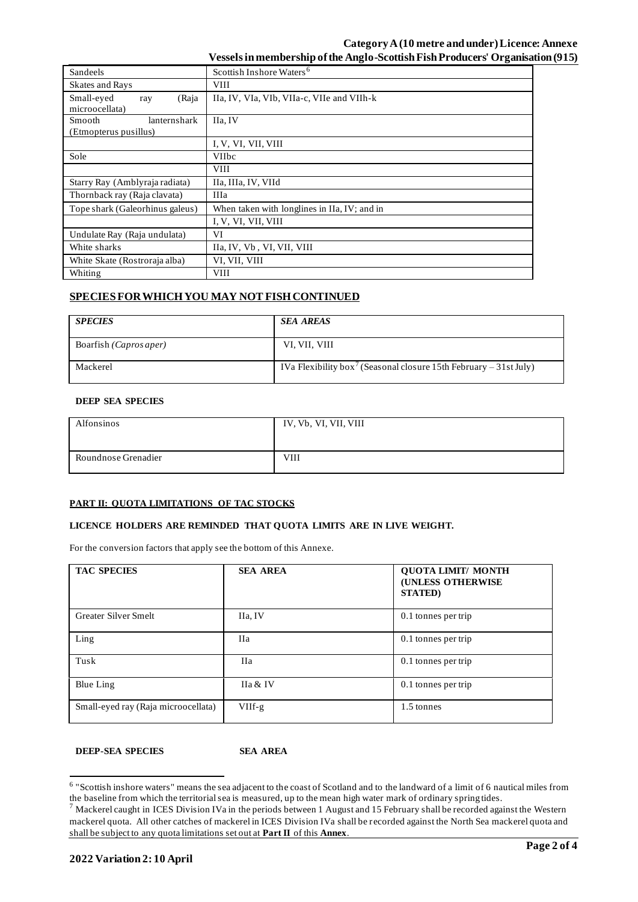| | |
|---|---|
| Sandeels | Scottish Inshore Waters[6] |
| Skates and Rays | VIII |
| Small-eyed ray (Raja microocellata) | IIa, IV, VIa, VIb, VIIa-c, VIIe and VIIh-k |
| Smooth lanternshark (Etmopterus pusillus) | IIa, IV |
| | I, V, VI, VII, VIII |
| Sole | VIIbc |
| | VIII |
| Starry Ray (Amblyraja radiata) | IIa, IIIa, IV, VIId |
| Thornback ray (Raja clavata) | IIIa |
| Tope shark (Galeorhinus galeus) | When taken with longlines in IIa, IV; and in |
| | I, V, VI, VII, VIII |
| Undulate Ray (Raja undulata) | VI |
| White sharks | IIa, IV, Vb , VI, VII, VIII |
| White Skate (Rostroraja alba) | VI, VII, VIII |
| Whiting | VIII |

## SPECIES FOR WHICH YOU MAY NOT FISH CONTINUED

| *SPECIES* | *SEA AREAS* |
|---|---|
| Boarfish *(Capros aper)* | VI, VII, VIII |
| Mackerel | IVa Flexibility box[7] (Seasonal closure 15th February – 31st July) |

**DEEP SEA SPECIES**

| | |
|---|---|
| Alfonsinos | IV, Vb, VI, VII, VIII |
| Roundnose Grenadier | VIII |

**PART II: QUOTA LIMITATIONS OF TAC STOCKS**

**LICENCE HOLDERS ARE REMINDED THAT QUOTA LIMITS ARE IN LIVE WEIGHT.**

For the conversion factors that apply see the bottom of this Annexe.

| TAC SPECIES | SEA AREA | QUOTA LIMIT/ MONTH (UNLESS OTHERWISE STATED) |
|---|---|---|
| Greater Silver Smelt | IIa, IV | 0.1 tonnes per trip |
| Ling | IIa | 0.1 tonnes per trip |
| Tusk | IIa | 0.1 tonnes per trip |
| Blue Ling | IIa & IV | 0.1 tonnes per trip |
| Small-eyed ray (Raja microocellata) | VIIf-g | 1.5 tonnes |

**DEEP-SEA SPECIES** **SEA AREA**

---

[6] "Scottish inshore waters" means the sea adjacent to the coast of Scotland and to the landward of a limit of 6 nautical miles from the baseline from which the territorial sea is measured, up to the mean high water mark of ordinary spring tides.

[7] Mackerel caught in ICES Division IVa in the periods between 1 August and 15 February shall be recorded against the Western mackerel quota. All other catches of mackerel in ICES Division IVa shall be recorded against the North Sea mackerel quota and shall be subject to any quota limitations set out at **Part II** of this **Annex**.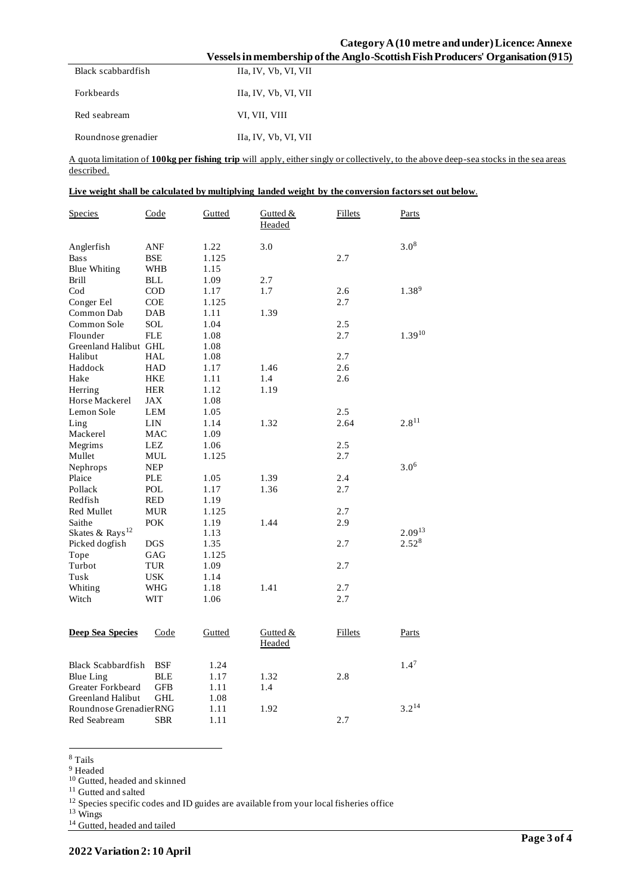| | |
|---|---|
| Black scabbardfish | IIa, IV, Vb, VI, VII |
| Forkbeards | IIa, IV, Vb, VI, VII |
| Red seabream | VI, VII, VIII |
| Roundnose grenadier | IIa, IV, Vb, VI, VII |

A quota limitation of **100kg per fishing trip** will apply, either singly or collectively, to the above deep-sea stocks in the sea areas described.

**Live weight shall be calculated by multiplying landed weight by the conversion factors set out below.**

| Species | Code | Gutted | Gutted & Headed | Fillets | Parts |
|---|---|---|---|---|---|
| Anglerfish | ANF | 1.22 | 3.0 | | 3.0[8] |
| Bass | BSE | 1.125 | | 2.7 | |
| Blue Whiting | WHB | 1.15 | | | |
| Brill | BLL | 1.09 | 2.7 | | |
| Cod | COD | 1.17 | 1.7 | 2.6 | 1.38[9] |
| Conger Eel | COE | 1.125 | | 2.7 | |
| Common Dab | DAB | 1.11 | 1.39 | | |
| Common Sole | SOL | 1.04 | | 2.5 | |
| Flounder | FLE | 1.08 | | 2.7 | 1.39[10] |
| Greenland Halibut | GHL | 1.08 | | | |
| Halibut | HAL | 1.08 | | 2.7 | |
| Haddock | HAD | 1.17 | 1.46 | 2.6 | |
| Hake | HKE | 1.11 | 1.4 | 2.6 | |
| Herring | HER | 1.12 | 1.19 | | |
| Horse Mackerel | JAX | 1.08 | | | |
| Lemon Sole | LEM | 1.05 | | 2.5 | |
| Ling | LIN | 1.14 | 1.32 | 2.64 | 2.8[11] |
| Mackerel | MAC | 1.09 | | | |
| Megrims | LEZ | 1.06 | | 2.5 | |
| Mullet | MUL | 1.125 | | 2.7 | |
| Nephrops | NEP | | | | 3.0[6] |
| Plaice | PLE | 1.05 | 1.39 | 2.4 | |
| Pollack | POL | 1.17 | 1.36 | 2.7 | |
| Redfish | RED | 1.19 | | | |
| Red Mullet | MUR | 1.125 | | 2.7 | |
| Saithe | POK | 1.19 | 1.44 | 2.9 | |
| Skates & Rays[12] | | 1.13 | | | 2.09[13] |
| Picked dogfish | DGS | 1.35 | | 2.7 | 2.52[8] |
| Tope | GAG | 1.125 | | | |
| Turbot | TUR | 1.09 | | 2.7 | |
| Tusk | USK | 1.14 | | | |
| Whiting | WHG | 1.18 | 1.41 | 2.7 | |
| Witch | WIT | 1.06 | | 2.7 | |

| **Deep Sea Species** | Code | Gutted | Gutted & Headed | Fillets | Parts |
|---|---|---|---|---|---|
| Black Scabbardfish | BSF | 1.24 | | | 1.4[7] |
| Blue Ling | BLE | 1.17 | 1.32 | 2.8 | |
| Greater Forkbeard | GFB | 1.11 | 1.4 | | |
| Greenland Halibut | GHL | 1.08 | | | |
| Roundnose Grenadier | RNG | 1.11 | 1.92 | | 3.2[14] |
| Red Seabream | SBR | 1.11 | | 2.7 | |

[8] Tails

[9] Headed

[10] Gutted, headed and skinned

[11] Gutted and salted

[12] Species specific codes and ID guides are available from your local fisheries office

[13] Wings

[14] Gutted, headed and tailed